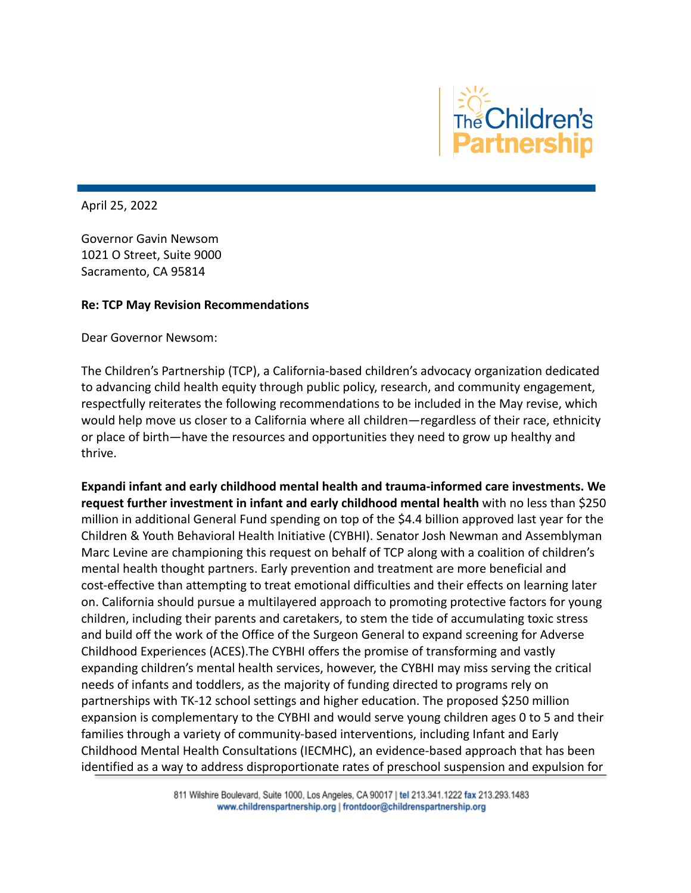April 25, 2022

Governor Gavin Newsom
1021 O Street, Suite 9000
Sacramento, CA 95814

**Re: TCP May Revision Recommendations**

Dear Governor Newsom:

The Children's Partnership (TCP), a California-based children's advocacy organization dedicated to advancing child health equity through public policy, research, and community engagement, respectfully reiterates the following recommendations to be included in the May revise, which would help move us closer to a California where all children—regardless of their race, ethnicity or place of birth—have the resources and opportunities they need to grow up healthy and thrive.

**Expandi infant and early childhood mental health and trauma-informed care investments. We request further investment in infant and early childhood mental health** with no less than $250 million in additional General Fund spending on top of the $4.4 billion approved last year for the Children & Youth Behavioral Health Initiative (CYBHI). Senator Josh Newman and Assemblyman Marc Levine are championing this request on behalf of TCP along with a coalition of children's mental health thought partners. Early prevention and treatment are more beneficial and cost-effective than attempting to treat emotional difficulties and their effects on learning later on. California should pursue a multilayered approach to promoting protective factors for young children, including their parents and caretakers, to stem the tide of accumulating toxic stress and build off the work of the Office of the Surgeon General to expand screening for Adverse Childhood Experiences (ACES).The CYBHI offers the promise of transforming and vastly expanding children's mental health services, however, the CYBHI may miss serving the critical needs of infants and toddlers, as the majority of funding directed to programs rely on partnerships with TK-12 school settings and higher education. The proposed $250 million expansion is complementary to the CYBHI and would serve young children ages 0 to 5 and their families through a variety of community-based interventions, including Infant and Early Childhood Mental Health Consultations (IECMHC), an evidence-based approach that has been identified as a way to address disproportionate rates of preschool suspension and expulsion for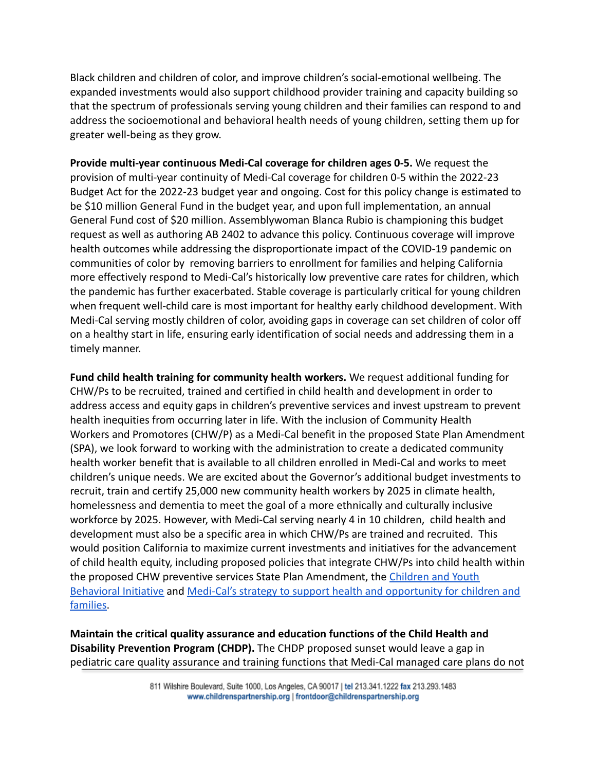Black children and children of color, and improve children's social-emotional wellbeing. The expanded investments would also support childhood provider training and capacity building so that the spectrum of professionals serving young children and their families can respond to and address the socioemotional and behavioral health needs of young children, setting them up for greater well-being as they grow.

**Provide multi-year continuous Medi-Cal coverage for children ages 0-5.** We request the provision of multi-year continuity of Medi-Cal coverage for children 0-5 within the 2022-23 Budget Act for the 2022-23 budget year and ongoing. Cost for this policy change is estimated to be $10 million General Fund in the budget year, and upon full implementation, an annual General Fund cost of $20 million. Assemblywoman Blanca Rubio is championing this budget request as well as authoring AB 2402 to advance this policy. Continuous coverage will improve health outcomes while addressing the disproportionate impact of the COVID-19 pandemic on communities of color by removing barriers to enrollment for families and helping California more effectively respond to Medi-Cal's historically low preventive care rates for children, which the pandemic has further exacerbated. Stable coverage is particularly critical for young children when frequent well-child care is most important for healthy early childhood development. With Medi-Cal serving mostly children of color, avoiding gaps in coverage can set children of color off on a healthy start in life, ensuring early identification of social needs and addressing them in a timely manner.

**Fund child health training for community health workers.** We request additional funding for CHW/Ps to be recruited, trained and certified in child health and development in order to address access and equity gaps in children's preventive services and invest upstream to prevent health inequities from occurring later in life. With the inclusion of Community Health Workers and Promotores (CHW/P) as a Medi-Cal benefit in the proposed State Plan Amendment (SPA), we look forward to working with the administration to create a dedicated community health worker benefit that is available to all children enrolled in Medi-Cal and works to meet children's unique needs. We are excited about the Governor's additional budget investments to recruit, train and certify 25,000 new community health workers by 2025 in climate health, homelessness and dementia to meet the goal of a more ethnically and culturally inclusive workforce by 2025. However, with Medi-Cal serving nearly 4 in 10 children, child health and development must also be a specific area in which CHW/Ps are trained and recruited. This would position California to maximize current investments and initiatives for the advancement of child health equity, including proposed policies that integrate CHW/Ps into child health within the proposed CHW preventive services State Plan Amendment, the Children and Youth Behavioral Initiative and Medi-Cal's strategy to support health and opportunity for children and families.

**Maintain the critical quality assurance and education functions of the Child Health and Disability Prevention Program (CHDP).** The CHDP proposed sunset would leave a gap in pediatric care quality assurance and training functions that Medi-Cal managed care plans do not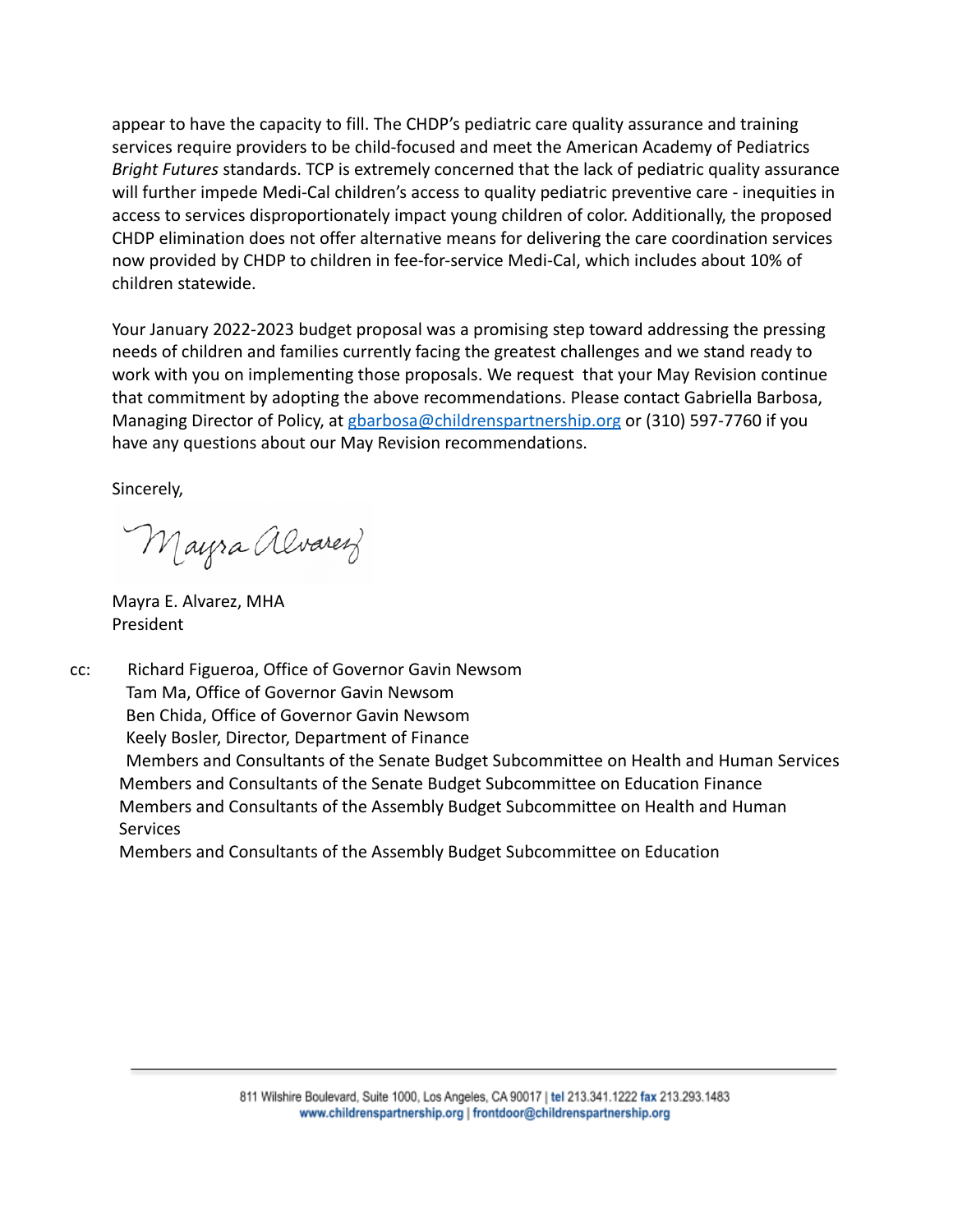appear to have the capacity to fill. The CHDP's pediatric care quality assurance and training services require providers to be child-focused and meet the American Academy of Pediatrics *Bright Futures* standards. TCP is extremely concerned that the lack of pediatric quality assurance will further impede Medi-Cal children's access to quality pediatric preventive care - inequities in access to services disproportionately impact young children of color. Additionally, the proposed CHDP elimination does not offer alternative means for delivering the care coordination services now provided by CHDP to children in fee-for-service Medi-Cal, which includes about 10% of children statewide.

Your January 2022-2023 budget proposal was a promising step toward addressing the pressing needs of children and families currently facing the greatest challenges and we stand ready to work with you on implementing those proposals. We request that your May Revision continue that commitment by adopting the above recommendations. Please contact Gabriella Barbosa, Managing Director of Policy, at gbarbosa@childrenspartnership.org or (310) 597-7760 if you have any questions about our May Revision recommendations.

Sincerely,

Mayra Alvarez

Mayra E. Alvarez, MHA
President

cc: Richard Figueroa, Office of Governor Gavin Newsom
Tam Ma, Office of Governor Gavin Newsom
Ben Chida, Office of Governor Gavin Newsom
Keely Bosler, Director, Department of Finance
Members and Consultants of the Senate Budget Subcommittee on Health and Human Services
Members and Consultants of the Senate Budget Subcommittee on Education Finance
Members and Consultants of the Assembly Budget Subcommittee on Health and Human Services
Members and Consultants of the Assembly Budget Subcommittee on Education

811 Wilshire Boulevard, Suite 1000, Los Angeles, CA 90017 | tel 213.341.1222 fax 213.293.1483
www.childrenspartnership.org | frontdoor@childrenspartnership.org